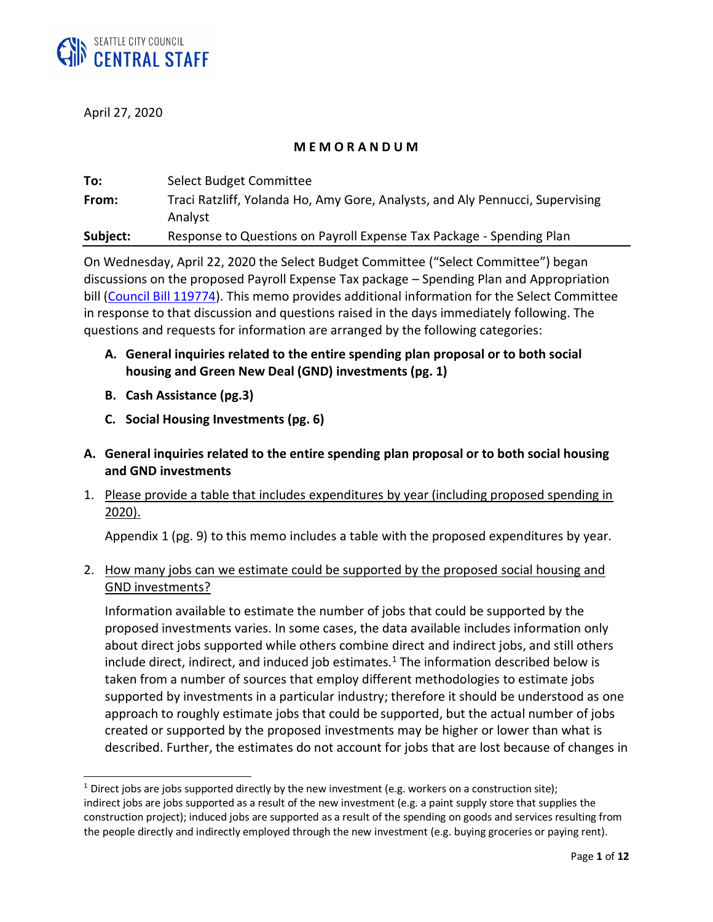SEATTLE CITY COUNCIL
CENTRAL STAFF

April 27, 2020

**M E M O R A N D U M**

| | |
|---|---|
| **To:** | Select Budget Committee |
| **From:** | Traci Ratzliff, Yolanda Ho, Amy Gore, Analysts, and Aly Pennucci, Supervising Analyst |
| **Subject:** | Response to Questions on Payroll Expense Tax Package - Spending Plan |

On Wednesday, April 22, 2020 the Select Budget Committee ("Select Committee") began discussions on the proposed Payroll Expense Tax package – Spending Plan and Appropriation bill (Council Bill 119774). This memo provides additional information for the Select Committee in response to that discussion and questions raised in the days immediately following. The questions and requests for information are arranged by the following categories:

- **A. General inquiries related to the entire spending plan proposal or to both social housing and Green New Deal (GND) investments (pg. 1)**
- **B. Cash Assistance (pg.3)**
- **C. Social Housing Investments (pg. 6)**

## A. General inquiries related to the entire spending plan proposal or to both social housing and GND investments

1. Please provide a table that includes expenditures by year (including proposed spending in 2020).

   Appendix 1 (pg. 9) to this memo includes a table with the proposed expenditures by year.

2. How many jobs can we estimate could be supported by the proposed social housing and GND investments?

   Information available to estimate the number of jobs that could be supported by the proposed investments varies. In some cases, the data available includes information only about direct jobs supported while others combine direct and indirect jobs, and still others include direct, indirect, and induced job estimates.[1] The information described below is taken from a number of sources that employ different methodologies to estimate jobs supported by investments in a particular industry; therefore it should be understood as one approach to roughly estimate jobs that could be supported, but the actual number of jobs created or supported by the proposed investments may be higher or lower than what is described. Further, the estimates do not account for jobs that are lost because of changes in

[1] Direct jobs are jobs supported directly by the new investment (e.g. workers on a construction site); indirect jobs are jobs supported as a result of the new investment (e.g. a paint supply store that supplies the construction project); induced jobs are supported as a result of the spending on goods and services resulting from the people directly and indirectly employed through the new investment (e.g. buying groceries or paying rent).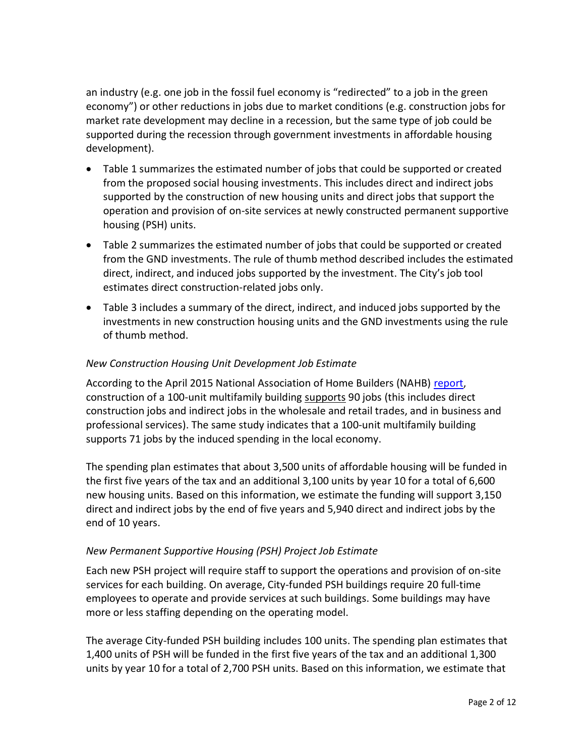an industry (e.g. one job in the fossil fuel economy is "redirected" to a job in the green economy") or other reductions in jobs due to market conditions (e.g. construction jobs for market rate development may decline in a recession, but the same type of job could be supported during the recession through government investments in affordable housing development).

- Table 1 summarizes the estimated number of jobs that could be supported or created from the proposed social housing investments. This includes direct and indirect jobs supported by the construction of new housing units and direct jobs that support the operation and provision of on-site services at newly constructed permanent supportive housing (PSH) units.
- Table 2 summarizes the estimated number of jobs that could be supported or created from the GND investments. The rule of thumb method described includes the estimated direct, indirect, and induced jobs supported by the investment. The City's job tool estimates direct construction-related jobs only.
- Table 3 includes a summary of the direct, indirect, and induced jobs supported by the investments in new construction housing units and the GND investments using the rule of thumb method.

### *New Construction Housing Unit Development Job Estimate*

According to the April 2015 National Association of Home Builders (NAHB) report, construction of a 100-unit multifamily building supports 90 jobs (this includes direct construction jobs and indirect jobs in the wholesale and retail trades, and in business and professional services). The same study indicates that a 100-unit multifamily building supports 71 jobs by the induced spending in the local economy.

The spending plan estimates that about 3,500 units of affordable housing will be funded in the first five years of the tax and an additional 3,100 units by year 10 for a total of 6,600 new housing units. Based on this information, we estimate the funding will support 3,150 direct and indirect jobs by the end of five years and 5,940 direct and indirect jobs by the end of 10 years.

### *New Permanent Supportive Housing (PSH) Project Job Estimate*

Each new PSH project will require staff to support the operations and provision of on-site services for each building. On average, City-funded PSH buildings require 20 full-time employees to operate and provide services at such buildings. Some buildings may have more or less staffing depending on the operating model.

The average City-funded PSH building includes 100 units. The spending plan estimates that 1,400 units of PSH will be funded in the first five years of the tax and an additional 1,300 units by year 10 for a total of 2,700 PSH units. Based on this information, we estimate that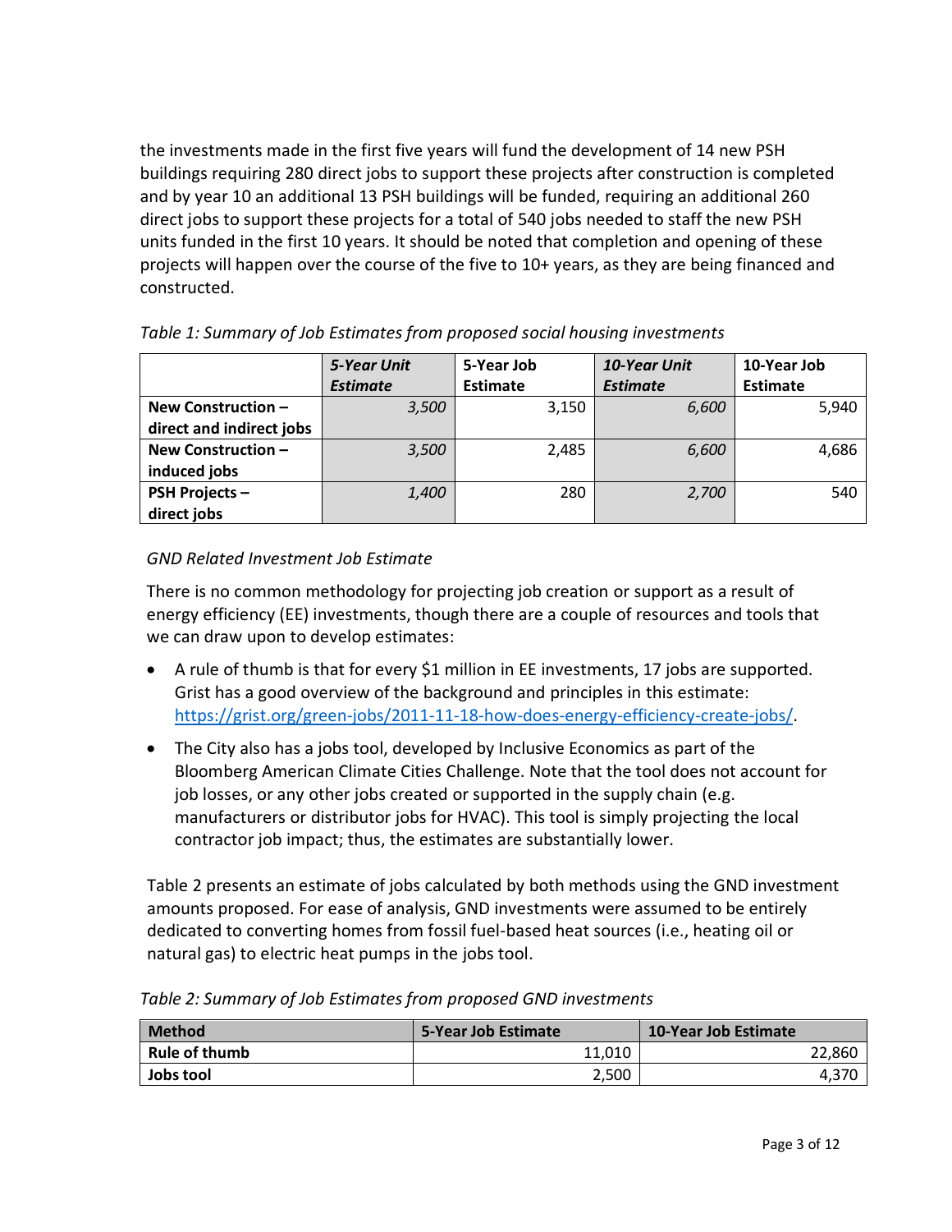the investments made in the first five years will fund the development of 14 new PSH buildings requiring 280 direct jobs to support these projects after construction is completed and by year 10 an additional 13 PSH buildings will be funded, requiring an additional 260 direct jobs to support these projects for a total of 540 jobs needed to staff the new PSH units funded in the first 10 years. It should be noted that completion and opening of these projects will happen over the course of the five to 10+ years, as they are being financed and constructed.

*Table 1: Summary of Job Estimates from proposed social housing investments*

| | ***5-Year Unit Estimate*** | **5-Year Job Estimate** | ***10-Year Unit Estimate*** | **10-Year Job Estimate** |
|---|---|---|---|---|
| **New Construction – direct and indirect jobs** | *3,500* | 3,150 | *6,600* | 5,940 |
| **New Construction – induced jobs** | *3,500* | 2,485 | *6,600* | 4,686 |
| **PSH Projects – direct jobs** | *1,400* | 280 | *2,700* | 540 |

### *GND Related Investment Job Estimate*

There is no common methodology for projecting job creation or support as a result of energy efficiency (EE) investments, though there are a couple of resources and tools that we can draw upon to develop estimates:

- A rule of thumb is that for every $1 million in EE investments, 17 jobs are supported. Grist has a good overview of the background and principles in this estimate: https://grist.org/green-jobs/2011-11-18-how-does-energy-efficiency-create-jobs/.
- The City also has a jobs tool, developed by Inclusive Economics as part of the Bloomberg American Climate Cities Challenge. Note that the tool does not account for job losses, or any other jobs created or supported in the supply chain (e.g. manufacturers or distributor jobs for HVAC). This tool is simply projecting the local contractor job impact; thus, the estimates are substantially lower.

Table 2 presents an estimate of jobs calculated by both methods using the GND investment amounts proposed. For ease of analysis, GND investments were assumed to be entirely dedicated to converting homes from fossil fuel-based heat sources (i.e., heating oil or natural gas) to electric heat pumps in the jobs tool.

*Table 2: Summary of Job Estimates from proposed GND investments*

| **Method** | **5-Year Job Estimate** | **10-Year Job Estimate** |
|---|---|---|
| **Rule of thumb** | 11,010 | 22,860 |
| **Jobs tool** | 2,500 | 4,370 |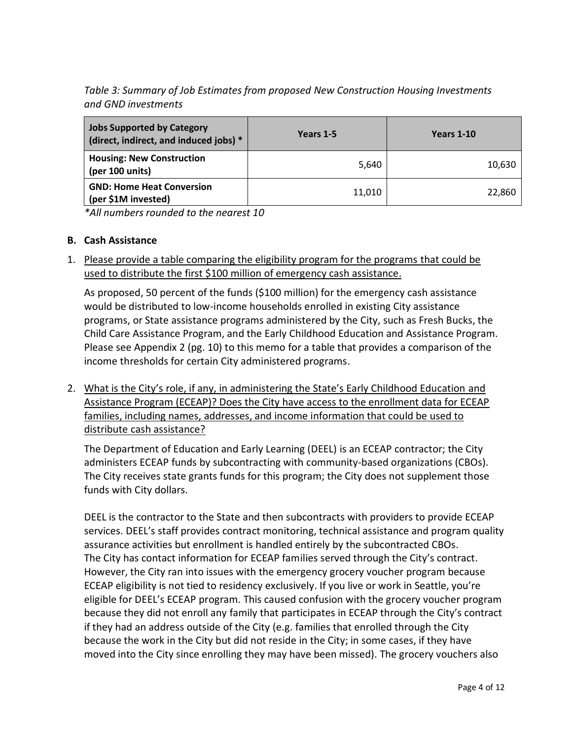*Table 3: Summary of Job Estimates from proposed New Construction Housing Investments and GND investments*

| Jobs Supported by Category (direct, indirect, and induced jobs) * | Years 1-5 | Years 1-10 |
|---|---|---|
| **Housing: New Construction (per 100 units)** | 5,640 | 10,630 |
| **GND: Home Heat Conversion (per $1M invested)** | 11,010 | 22,860 |

*\*All numbers rounded to the nearest 10*

### B. Cash Assistance

1. Please provide a table comparing the eligibility program for the programs that could be used to distribute the first $100 million of emergency cash assistance.

   As proposed, 50 percent of the funds ($100 million) for the emergency cash assistance would be distributed to low-income households enrolled in existing City assistance programs, or State assistance programs administered by the City, such as Fresh Bucks, the Child Care Assistance Program, and the Early Childhood Education and Assistance Program. Please see Appendix 2 (pg. 10) to this memo for a table that provides a comparison of the income thresholds for certain City administered programs.

2. What is the City's role, if any, in administering the State's Early Childhood Education and Assistance Program (ECEAP)? Does the City have access to the enrollment data for ECEAP families, including names, addresses, and income information that could be used to distribute cash assistance?

   The Department of Education and Early Learning (DEEL) is an ECEAP contractor; the City administers ECEAP funds by subcontracting with community-based organizations (CBOs). The City receives state grants funds for this program; the City does not supplement those funds with City dollars.

   DEEL is the contractor to the State and then subcontracts with providers to provide ECEAP services. DEEL's staff provides contract monitoring, technical assistance and program quality assurance activities but enrollment is handled entirely by the subcontracted CBOs. The City has contact information for ECEAP families served through the City's contract. However, the City ran into issues with the emergency grocery voucher program because ECEAP eligibility is not tied to residency exclusively. If you live or work in Seattle, you're eligible for DEEL's ECEAP program. This caused confusion with the grocery voucher program because they did not enroll any family that participates in ECEAP through the City's contract if they had an address outside of the City (e.g. families that enrolled through the City because the work in the City but did not reside in the City; in some cases, if they have moved into the City since enrolling they may have been missed). The grocery vouchers also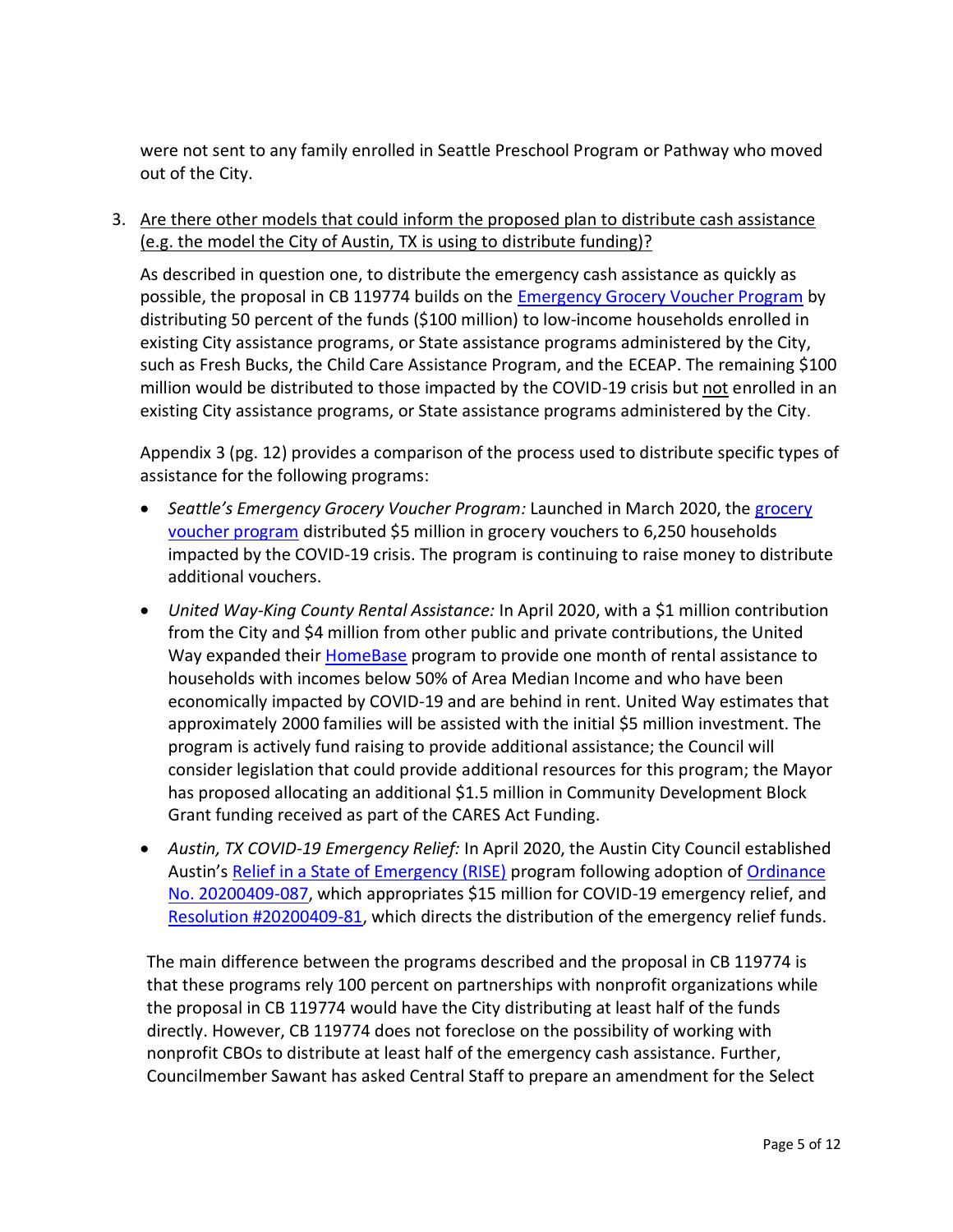were not sent to any family enrolled in Seattle Preschool Program or Pathway who moved out of the City.

3. Are there other models that could inform the proposed plan to distribute cash assistance (e.g. the model the City of Austin, TX is using to distribute funding)?

   As described in question one, to distribute the emergency cash assistance as quickly as possible, the proposal in CB 119774 builds on the Emergency Grocery Voucher Program by distributing 50 percent of the funds ($100 million) to low-income households enrolled in existing City assistance programs, or State assistance programs administered by the City, such as Fresh Bucks, the Child Care Assistance Program, and the ECEAP. The remaining $100 million would be distributed to those impacted by the COVID-19 crisis but not enrolled in an existing City assistance programs, or State assistance programs administered by the City.

   Appendix 3 (pg. 12) provides a comparison of the process used to distribute specific types of assistance for the following programs:

   - *Seattle's Emergency Grocery Voucher Program:* Launched in March 2020, the grocery voucher program distributed $5 million in grocery vouchers to 6,250 households impacted by the COVID-19 crisis. The program is continuing to raise money to distribute additional vouchers.
   - *United Way-King County Rental Assistance:* In April 2020, with a $1 million contribution from the City and $4 million from other public and private contributions, the United Way expanded their HomeBase program to provide one month of rental assistance to households with incomes below 50% of Area Median Income and who have been economically impacted by COVID-19 and are behind in rent. United Way estimates that approximately 2000 families will be assisted with the initial $5 million investment. The program is actively fund raising to provide additional assistance; the Council will consider legislation that could provide additional resources for this program; the Mayor has proposed allocating an additional $1.5 million in Community Development Block Grant funding received as part of the CARES Act Funding.
   - *Austin, TX COVID-19 Emergency Relief:* In April 2020, the Austin City Council established Austin's Relief in a State of Emergency (RISE) program following adoption of Ordinance No. 20200409-087, which appropriates $15 million for COVID-19 emergency relief, and Resolution #20200409-81, which directs the distribution of the emergency relief funds.

   The main difference between the programs described and the proposal in CB 119774 is that these programs rely 100 percent on partnerships with nonprofit organizations while the proposal in CB 119774 would have the City distributing at least half of the funds directly. However, CB 119774 does not foreclose on the possibility of working with nonprofit CBOs to distribute at least half of the emergency cash assistance. Further, Councilmember Sawant has asked Central Staff to prepare an amendment for the Select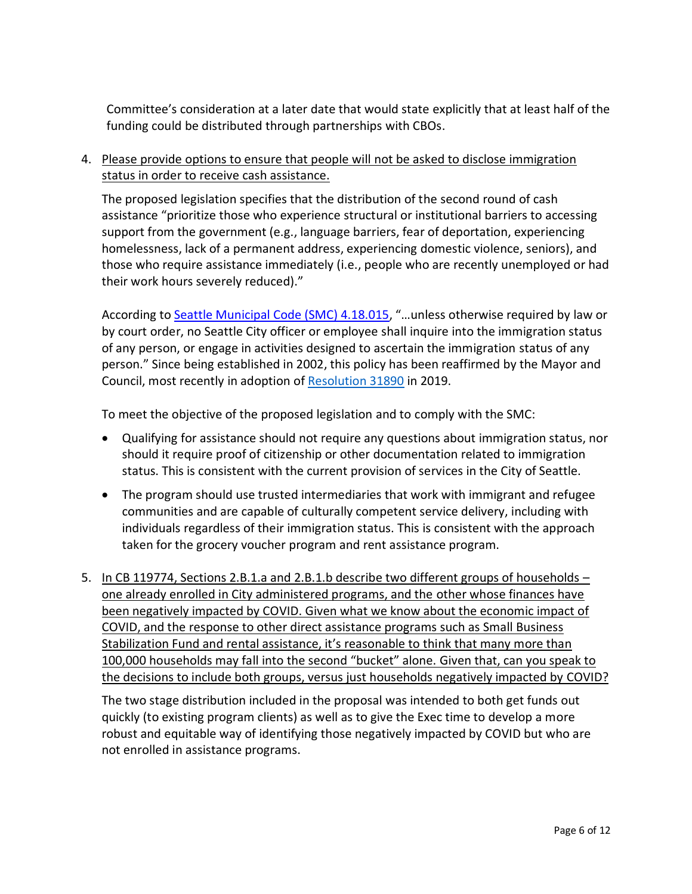Committee's consideration at a later date that would state explicitly that at least half of the funding could be distributed through partnerships with CBOs.

4. <u>Please provide options to ensure that people will not be asked to disclose immigration status in order to receive cash assistance.</u>

   The proposed legislation specifies that the distribution of the second round of cash assistance "prioritize those who experience structural or institutional barriers to accessing support from the government (e.g., language barriers, fear of deportation, experiencing homelessness, lack of a permanent address, experiencing domestic violence, seniors), and those who require assistance immediately (i.e., people who are recently unemployed or had their work hours severely reduced)."

   According to [Seattle Municipal Code (SMC) 4.18.015](), "…unless otherwise required by law or by court order, no Seattle City officer or employee shall inquire into the immigration status of any person, or engage in activities designed to ascertain the immigration status of any person." Since being established in 2002, this policy has been reaffirmed by the Mayor and Council, most recently in adoption of [Resolution 31890]() in 2019.

   To meet the objective of the proposed legislation and to comply with the SMC:

   - Qualifying for assistance should not require any questions about immigration status, nor should it require proof of citizenship or other documentation related to immigration status. This is consistent with the current provision of services in the City of Seattle.
   - The program should use trusted intermediaries that work with immigrant and refugee communities and are capable of culturally competent service delivery, including with individuals regardless of their immigration status. This is consistent with the approach taken for the grocery voucher program and rent assistance program.

5. <u>In CB 119774, Sections 2.B.1.a and 2.B.1.b describe two different groups of households – one already enrolled in City administered programs, and the other whose finances have been negatively impacted by COVID. Given what we know about the economic impact of COVID, and the response to other direct assistance programs such as Small Business Stabilization Fund and rental assistance, it's reasonable to think that many more than 100,000 households may fall into the second "bucket" alone. Given that, can you speak to the decisions to include both groups, versus just households negatively impacted by COVID?</u>

   The two stage distribution included in the proposal was intended to both get funds out quickly (to existing program clients) as well as to give the Exec time to develop a more robust and equitable way of identifying those negatively impacted by COVID but who are not enrolled in assistance programs.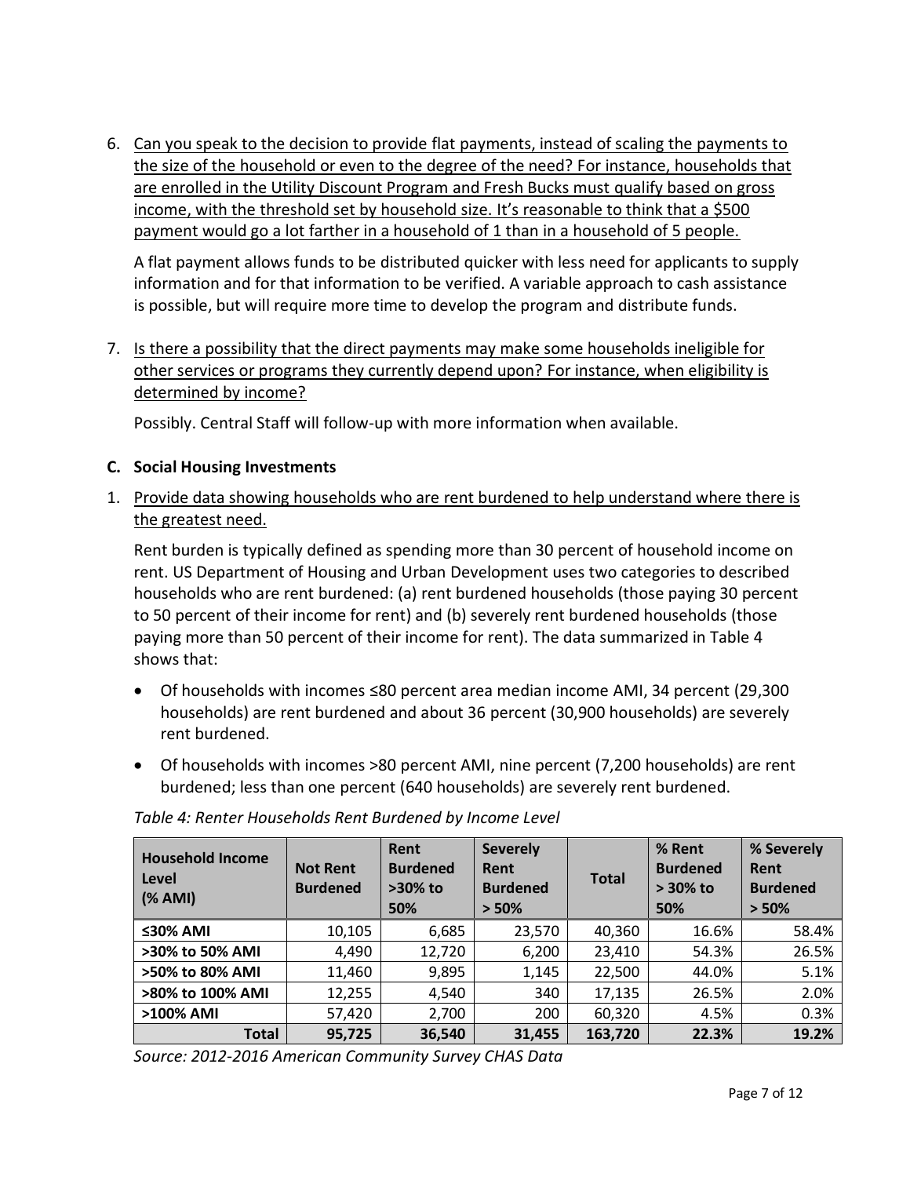6. Can you speak to the decision to provide flat payments, instead of scaling the payments to the size of the household or even to the degree of the need? For instance, households that are enrolled in the Utility Discount Program and Fresh Bucks must qualify based on gross income, with the threshold set by household size. It's reasonable to think that a $500 payment would go a lot farther in a household of 1 than in a household of 5 people.

   A flat payment allows funds to be distributed quicker with less need for applicants to supply information and for that information to be verified. A variable approach to cash assistance is possible, but will require more time to develop the program and distribute funds.

7. Is there a possibility that the direct payments may make some households ineligible for other services or programs they currently depend upon? For instance, when eligibility is determined by income?

   Possibly. Central Staff will follow-up with more information when available.

**C. Social Housing Investments**

1. Provide data showing households who are rent burdened to help understand where there is the greatest need.

   Rent burden is typically defined as spending more than 30 percent of household income on rent. US Department of Housing and Urban Development uses two categories to described households who are rent burdened: (a) rent burdened households (those paying 30 percent to 50 percent of their income for rent) and (b) severely rent burdened households (those paying more than 50 percent of their income for rent). The data summarized in Table 4 shows that:

   - Of households with incomes ≤80 percent area median income AMI, 34 percent (29,300 households) are rent burdened and about 36 percent (30,900 households) are severely rent burdened.
   - Of households with incomes >80 percent AMI, nine percent (7,200 households) are rent burdened; less than one percent (640 households) are severely rent burdened.

*Table 4: Renter Households Rent Burdened by Income Level*

| Household Income Level (% AMI) | Not Rent Burdened | Rent Burdened >30% to 50% | Severely Rent Burdened > 50% | Total | % Rent Burdened > 30% to 50% | % Severely Rent Burdened > 50% |
|---|---|---|---|---|---|---|
| **≤30% AMI** | 10,105 | 6,685 | 23,570 | 40,360 | 16.6% | 58.4% |
| **>30% to 50% AMI** | 4,490 | 12,720 | 6,200 | 23,410 | 54.3% | 26.5% |
| **>50% to 80% AMI** | 11,460 | 9,895 | 1,145 | 22,500 | 44.0% | 5.1% |
| **>80% to 100% AMI** | 12,255 | 4,540 | 340 | 17,135 | 26.5% | 2.0% |
| **>100% AMI** | 57,420 | 2,700 | 200 | 60,320 | 4.5% | 0.3% |
| **Total** | **95,725** | **36,540** | **31,455** | **163,720** | **22.3%** | **19.2%** |

*Source: 2012-2016 American Community Survey CHAS Data*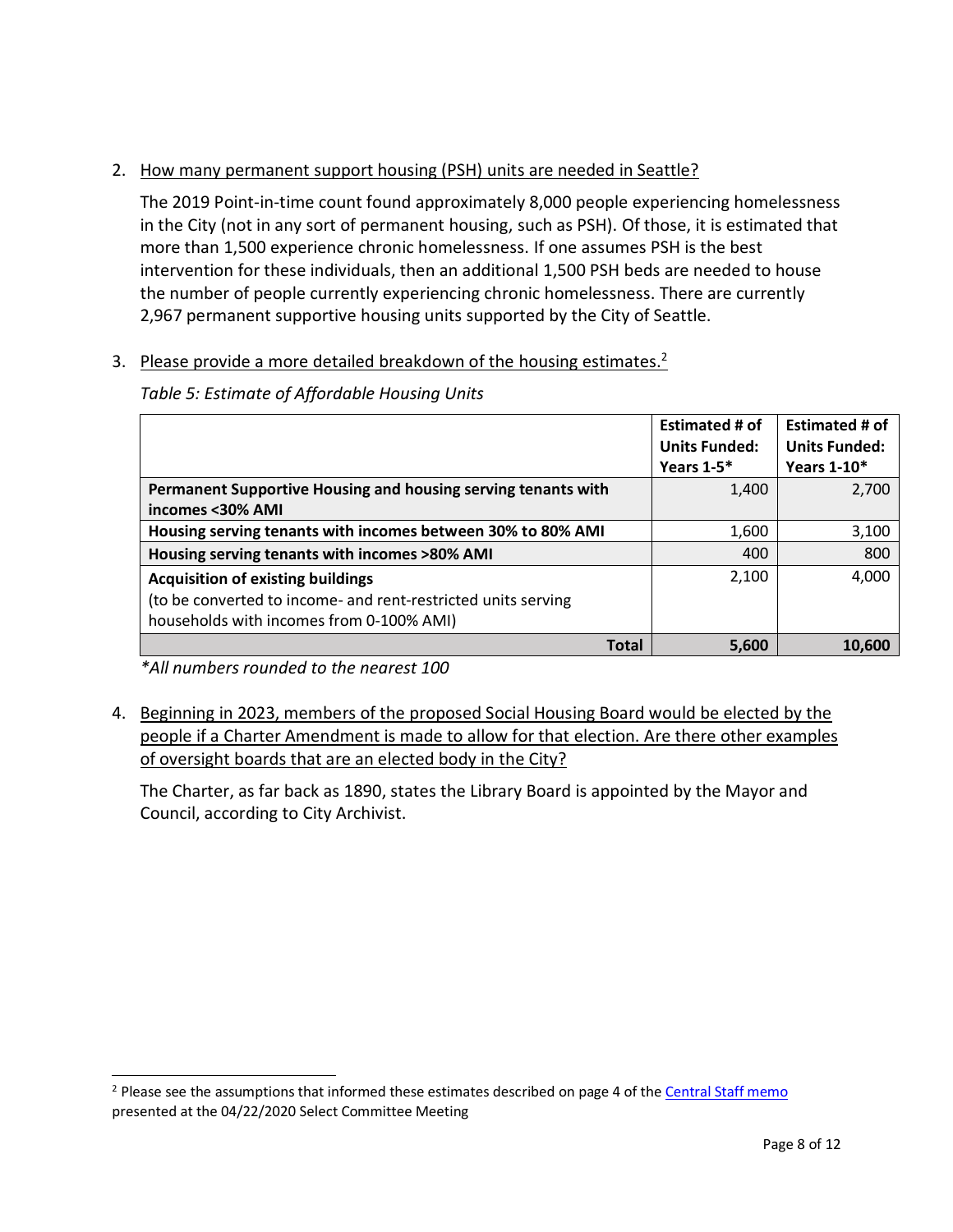2. <u>How many permanent support housing (PSH) units are needed in Seattle?</u>

   The 2019 Point-in-time count found approximately 8,000 people experiencing homelessness in the City (not in any sort of permanent housing, such as PSH). Of those, it is estimated that more than 1,500 experience chronic homelessness. If one assumes PSH is the best intervention for these individuals, then an additional 1,500 PSH beds are needed to house the number of people currently experiencing chronic homelessness. There are currently 2,967 permanent supportive housing units supported by the City of Seattle.

3. <u>Please provide a more detailed breakdown of the housing estimates.</u>[2]

   *Table 5: Estimate of Affordable Housing Units*

| | Estimated # of Units Funded: Years 1-5* | Estimated # of Units Funded: Years 1-10* |
|---|---|---|
| **Permanent Supportive Housing and housing serving tenants with incomes <30% AMI** | 1,400 | 2,700 |
| **Housing serving tenants with incomes between 30% to 80% AMI** | 1,600 | 3,100 |
| **Housing serving tenants with incomes >80% AMI** | 400 | 800 |
| **Acquisition of existing buildings** (to be converted to income- and rent-restricted units serving households with incomes from 0-100% AMI) | 2,100 | 4,000 |
| **Total** | **5,600** | **10,600** |

   *\*All numbers rounded to the nearest 100*

4. <u>Beginning in 2023, members of the proposed Social Housing Board would be elected by the people if a Charter Amendment is made to allow for that election. Are there other examples of oversight boards that are an elected body in the City?</u>

   The Charter, as far back as 1890, states the Library Board is appointed by the Mayor and Council, according to City Archivist.

---

[2] Please see the assumptions that informed these estimates described on page 4 of the <u>Central Staff memo</u> presented at the 04/22/2020 Select Committee Meeting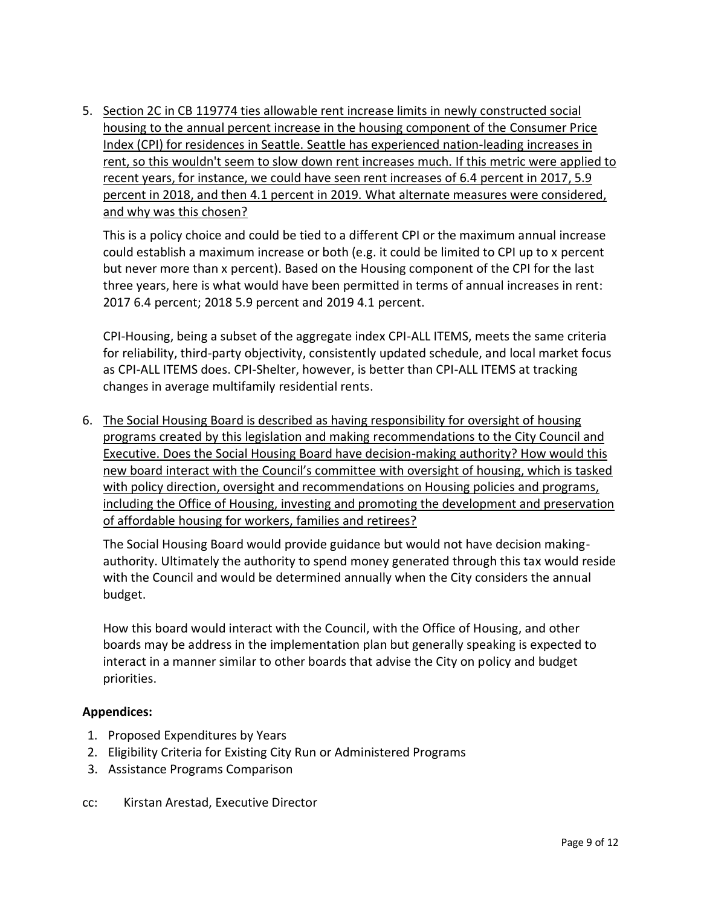5. Section 2C in CB 119774 ties allowable rent increase limits in newly constructed social housing to the annual percent increase in the housing component of the Consumer Price Index (CPI) for residences in Seattle. Seattle has experienced nation-leading increases in rent, so this wouldn't seem to slow down rent increases much. If this metric were applied to recent years, for instance, we could have seen rent increases of 6.4 percent in 2017, 5.9 percent in 2018, and then 4.1 percent in 2019. What alternate measures were considered, and why was this chosen?

   This is a policy choice and could be tied to a different CPI or the maximum annual increase could establish a maximum increase or both (e.g. it could be limited to CPI up to x percent but never more than x percent). Based on the Housing component of the CPI for the last three years, here is what would have been permitted in terms of annual increases in rent: 2017 6.4 percent; 2018 5.9 percent and 2019 4.1 percent.

   CPI-Housing, being a subset of the aggregate index CPI-ALL ITEMS, meets the same criteria for reliability, third-party objectivity, consistently updated schedule, and local market focus as CPI-ALL ITEMS does. CPI-Shelter, however, is better than CPI-ALL ITEMS at tracking changes in average multifamily residential rents.

6. The Social Housing Board is described as having responsibility for oversight of housing programs created by this legislation and making recommendations to the City Council and Executive. Does the Social Housing Board have decision-making authority? How would this new board interact with the Council's committee with oversight of housing, which is tasked with policy direction, oversight and recommendations on Housing policies and programs, including the Office of Housing, investing and promoting the development and preservation of affordable housing for workers, families and retirees?

   The Social Housing Board would provide guidance but would not have decision making-authority. Ultimately the authority to spend money generated through this tax would reside with the Council and would be determined annually when the City considers the annual budget.

   How this board would interact with the Council, with the Office of Housing, and other boards may be address in the implementation plan but generally speaking is expected to interact in a manner similar to other boards that advise the City on policy and budget priorities.

**Appendices:**

1. Proposed Expenditures by Years
2. Eligibility Criteria for Existing City Run or Administered Programs
3. Assistance Programs Comparison

cc: Kirstan Arestad, Executive Director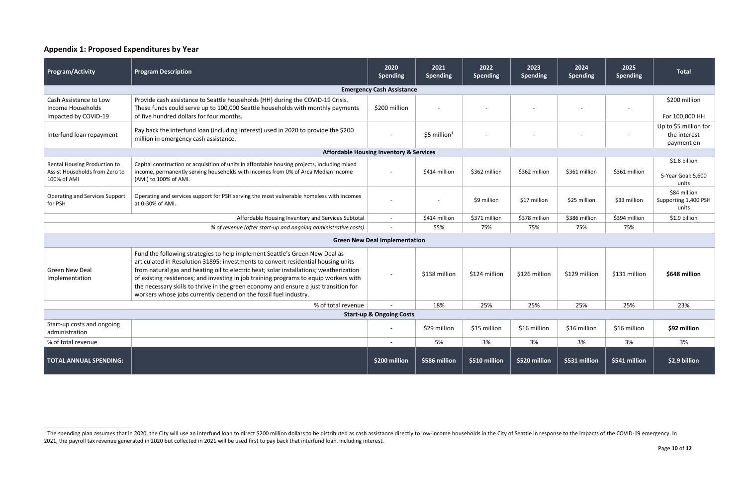## Appendix 1: Proposed Expenditures by Year

| Program/Activity | Program Description | 2020 Spending | 2021 Spending | 2022 Spending | 2023 Spending | 2024 Spending | 2025 Spending | Total |
|---|---|---|---|---|---|---|---|---|
| **Emergency Cash Assistance** | | | | | | | | |
| Cash Assistance to Low Income Households Impacted by COVID-19 | Provide cash assistance to Seattle households (HH) during the COVID-19 Crisis. These funds could serve up to 100,000 Seattle households with monthly payments of five hundred dollars for four months. | $200 million | - | - | - | - | - | $200 million For 100,000 HH |
| Interfund loan repayment | Pay back the interfund loan (including interest) used in 2020 to provide the $200 million in emergency cash assistance. | - | $5 million[1] | - | - | - | - | Up to $5 million for the interest payment on |
| **Affordable Housing Inventory & Services** | | | | | | | | |
| Rental Housing Production to Assist Households from Zero to 100% of AMI | Capital construction or acquisition of units in affordable housing projects, including mixed income, permanently serving households with incomes from 0% of Area Median Income (AMI) to 100% of AMI. | - | $414 million | $362 million | $362 million | $361 million | $361 million | $1.8 billion 5-Year Goal: 5,600 units |
| Operating and Services Support for PSH | Operating and services support for PSH serving the most vulnerable homeless with incomes at 0-30% of AMI. | - | - | $9 million | $17 million | $25 million | $33 million | $84 million Supporting 1,400 PSH units |
| | Affordable Housing Inventory and Services Subtotal | - | $414 million | $371 million | $378 million | $386 million | $394 million | $1.9 billion |
| | *% of revenue (after start-up and ongoing administrative costs)* | - | 55% | 75% | 75% | 75% | 75% | |
| **Green New Deal Implementation** | | | | | | | | |
| Green New Deal Implementation | Fund the following strategies to help implement Seattle's Green New Deal as articulated in Resolution 31895: investments to convert residential housing units from natural gas and heating oil to electric heat; solar installations; weatherization of existing residences; and investing in job training programs to equip workers with the necessary skills to thrive in the green economy and ensure a just transition for workers whose jobs currently depend on the fossil fuel industry. | - | $138 million | $124 million | $126 million | $129 million | $131 million | **$648 million** |
| | % of total revenue | - | 18% | 25% | 25% | 25% | 25% | 23% |
| **Start-up & Ongoing Costs** | | | | | | | | |
| Start-up costs and ongoing administration | | - | $29 million | $15 million | $16 million | $16 million | $16 million | **$92 million** |
| % of total revenue | | - | 5% | 3% | 3% | 3% | 3% | 3% |
| **TOTAL ANNUAL SPENDING:** | | **$200 million** | **$586 million** | **$510 million** | **$520 million** | **$531 million** | **$541 million** | **$2.9 billion** |

[1] The spending plan assumes that in 2020, the City will use an interfund loan to direct $200 million dollars to be distributed as cash assistance directly to low-income households in the City of Seattle in response to the impacts of the COVID-19 emergency. In 2021, the payroll tax revenue generated in 2020 but collected in 2021 will be used first to pay back that interfund loan, including interest.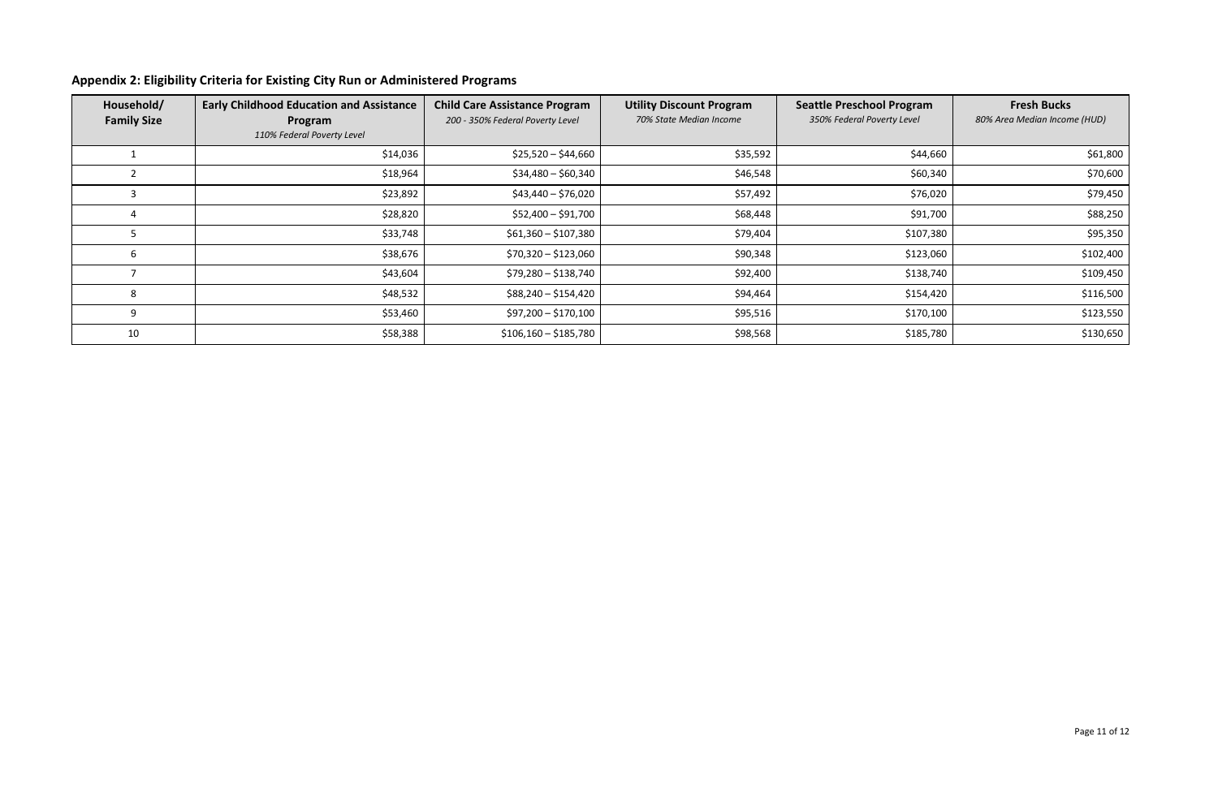## Appendix 2: Eligibility Criteria for Existing City Run or Administered Programs

| Household/ Family Size | **Early Childhood Education and Assistance Program** *110% Federal Poverty Level* | **Child Care Assistance Program** *200 - 350% Federal Poverty Level* | **Utility Discount Program** *70% State Median Income* | **Seattle Preschool Program** *350% Federal Poverty Level* | **Fresh Bucks** *80% Area Median Income (HUD)* |
|---|---|---|---|---|---|
| 1 | $14,036 | $25,520 – $44,660 | $35,592 | $44,660 | $61,800 |
| 2 | $18,964 | $34,480 – $60,340 | $46,548 | $60,340 | $70,600 |
| 3 | $23,892 | $43,440 – $76,020 | $57,492 | $76,020 | $79,450 |
| 4 | $28,820 | $52,400 – $91,700 | $68,448 | $91,700 | $88,250 |
| 5 | $33,748 | $61,360 – $107,380 | $79,404 | $107,380 | $95,350 |
| 6 | $38,676 | $70,320 – $123,060 | $90,348 | $123,060 | $102,400 |
| 7 | $43,604 | $79,280 – $138,740 | $92,400 | $138,740 | $109,450 |
| 8 | $48,532 | $88,240 – $154,420 | $94,464 | $154,420 | $116,500 |
| 9 | $53,460 | $97,200 – $170,100 | $95,516 | $170,100 | $123,550 |
| 10 | $58,388 | $106,160 – $185,780 | $98,568 | $185,780 | $130,650 |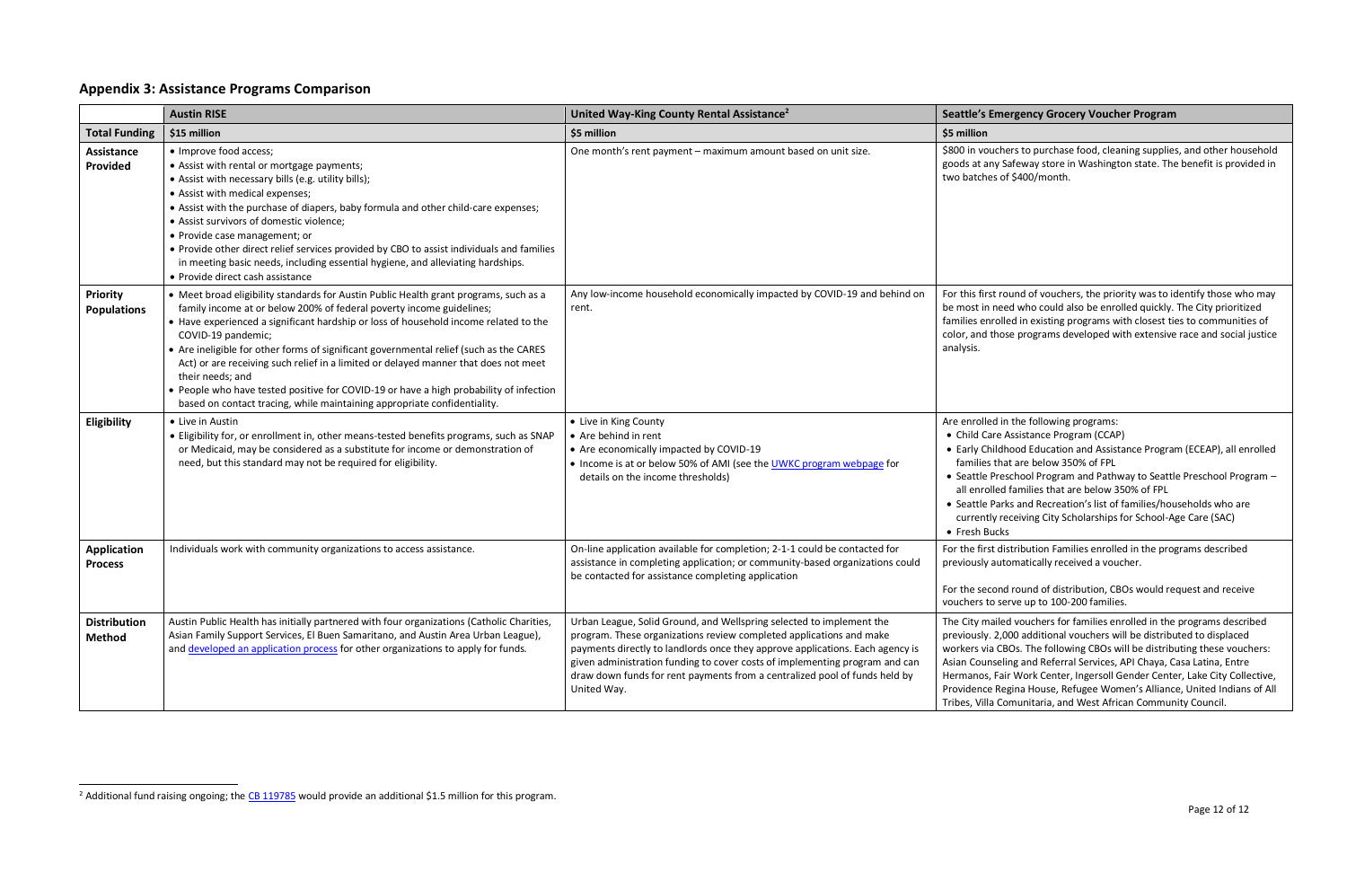## Appendix 3: Assistance Programs Comparison

| | Austin RISE | United Way-King County Rental Assistance[2] | Seattle's Emergency Grocery Voucher Program |
|---|---|---|---|
| **Total Funding** | **$15 million** | **$5 million** | **$5 million** |
| **Assistance Provided** | • Improve food access;<br>• Assist with rental or mortgage payments;<br>• Assist with necessary bills (e.g. utility bills);<br>• Assist with medical expenses;<br>• Assist with the purchase of diapers, baby formula and other child-care expenses;<br>• Assist survivors of domestic violence;<br>• Provide case management; or<br>• Provide other direct relief services provided by CBO to assist individuals and families in meeting basic needs, including essential hygiene, and alleviating hardships.<br>• Provide direct cash assistance | One month's rent payment – maximum amount based on unit size. | $800 in vouchers to purchase food, cleaning supplies, and other household goods at any Safeway store in Washington state. The benefit is provided in two batches of $400/month. |
| **Priority Populations** | • Meet broad eligibility standards for Austin Public Health grant programs, such as a family income at or below 200% of federal poverty income guidelines;<br>• Have experienced a significant hardship or loss of household income related to the COVID-19 pandemic;<br>• Are ineligible for other forms of significant governmental relief (such as the CARES Act) or are receiving such relief in a limited or delayed manner that does not meet their needs; and<br>• People who have tested positive for COVID-19 or have a high probability of infection based on contact tracing, while maintaining appropriate confidentiality. | Any low-income household economically impacted by COVID-19 and behind on rent. | For this first round of vouchers, the priority was to identify those who may be most in need who could also be enrolled quickly. The City prioritized families enrolled in existing programs with closest ties to communities of color, and those programs developed with extensive race and social justice analysis. |
| **Eligibility** | • Live in Austin<br>• Eligibility for, or enrollment in, other means-tested benefits programs, such as SNAP or Medicaid, may be considered as a substitute for income or demonstration of need, but this standard may not be required for eligibility. | • Live in King County<br>• Are behind in rent<br>• Are economically impacted by COVID-19<br>• Income is at or below 50% of AMI (see the UWKC program webpage for details on the income thresholds) | Are enrolled in the following programs:<br>• Child Care Assistance Program (CCAP)<br>• Early Childhood Education and Assistance Program (ECEAP), all enrolled families that are below 350% of FPL<br>• Seattle Preschool Program and Pathway to Seattle Preschool Program – all enrolled families that are below 350% of FPL<br>• Seattle Parks and Recreation's list of families/households who are currently receiving City Scholarships for School-Age Care (SAC)<br>• Fresh Bucks |
| **Application Process** | Individuals work with community organizations to access assistance. | On-line application available for completion; 2-1-1 could be contacted for assistance in completing application; or community-based organizations could be contacted for assistance completing application | For the first distribution Families enrolled in the programs described previously automatically received a voucher.<br><br>For the second round of distribution, CBOs would request and receive vouchers to serve up to 100-200 families. |
| **Distribution Method** | Austin Public Health has initially partnered with four organizations (Catholic Charities, Asian Family Support Services, El Buen Samaritano, and Austin Area Urban League), and developed an application process for other organizations to apply for funds. | Urban League, Solid Ground, and Wellspring selected to implement the program. These organizations review completed applications and make payments directly to landlords once they approve applications. Each agency is given administration funding to cover costs of implementing program and can draw down funds for rent payments from a centralized pool of funds held by United Way. | The City mailed vouchers for families enrolled in the programs described previously. 2,000 additional vouchers will be distributed to displaced workers via CBOs. The following CBOs will be distributing these vouchers: Asian Counseling and Referral Services, API Chaya, Casa Latina, Entre Hermanos, Fair Work Center, Ingersoll Gender Center, Lake City Collective, Providence Regina House, Refugee Women's Alliance, United Indians of All Tribes, Villa Comunitaria, and West African Community Council. |

[2] Additional fund raising ongoing; the CB 119785 would provide an additional $1.5 million for this program.